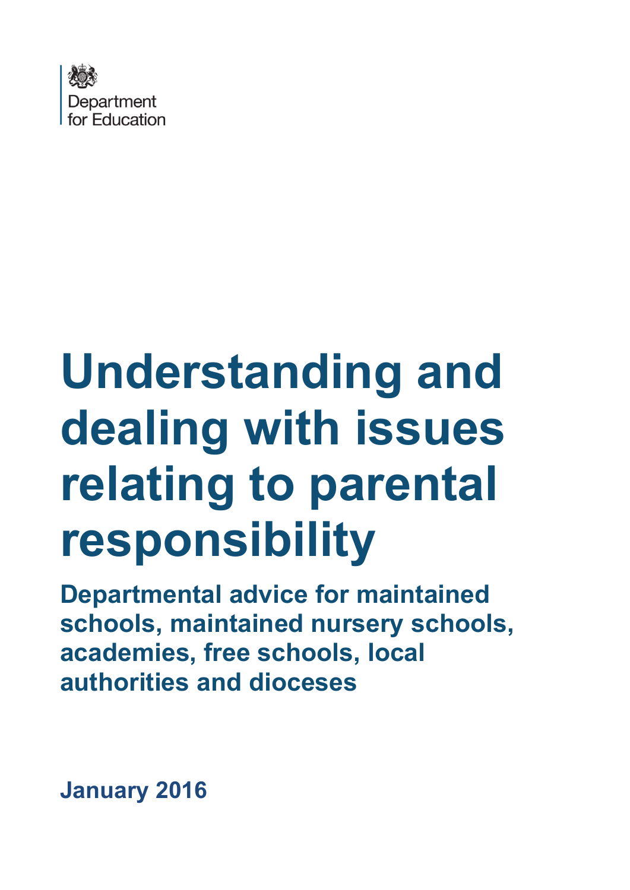Department for Education

# Understanding and dealing with issues relating to parental responsibility

## Departmental advice for maintained schools, maintained nursery schools, academies, free schools, local authorities and dioceses

**January 2016**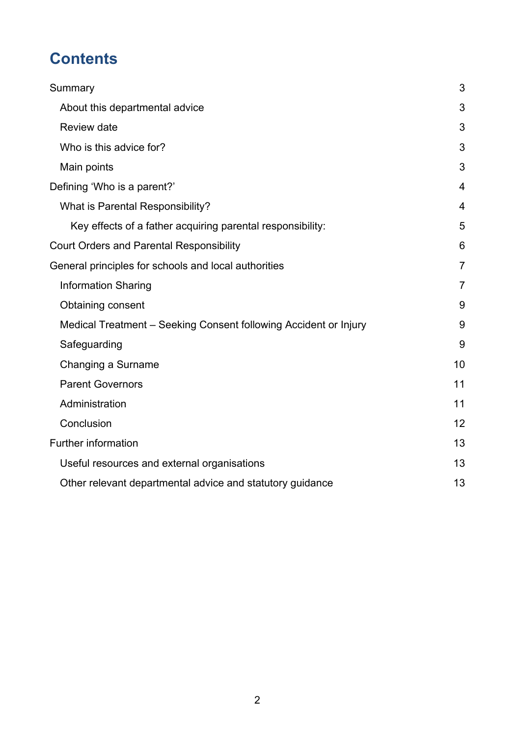# Contents

| | |
|---|---|
| Summary | 3 |
| About this departmental advice | 3 |
| Review date | 3 |
| Who is this advice for? | 3 |
| Main points | 3 |
| Defining 'Who is a parent?' | 4 |
| What is Parental Responsibility? | 4 |
| Key effects of a father acquiring parental responsibility: | 5 |
| Court Orders and Parental Responsibility | 6 |
| General principles for schools and local authorities | 7 |
| Information Sharing | 7 |
| Obtaining consent | 9 |
| Medical Treatment – Seeking Consent following Accident or Injury | 9 |
| Safeguarding | 9 |
| Changing a Surname | 10 |
| Parent Governors | 11 |
| Administration | 11 |
| Conclusion | 12 |
| Further information | 13 |
| Useful resources and external organisations | 13 |
| Other relevant departmental advice and statutory guidance | 13 |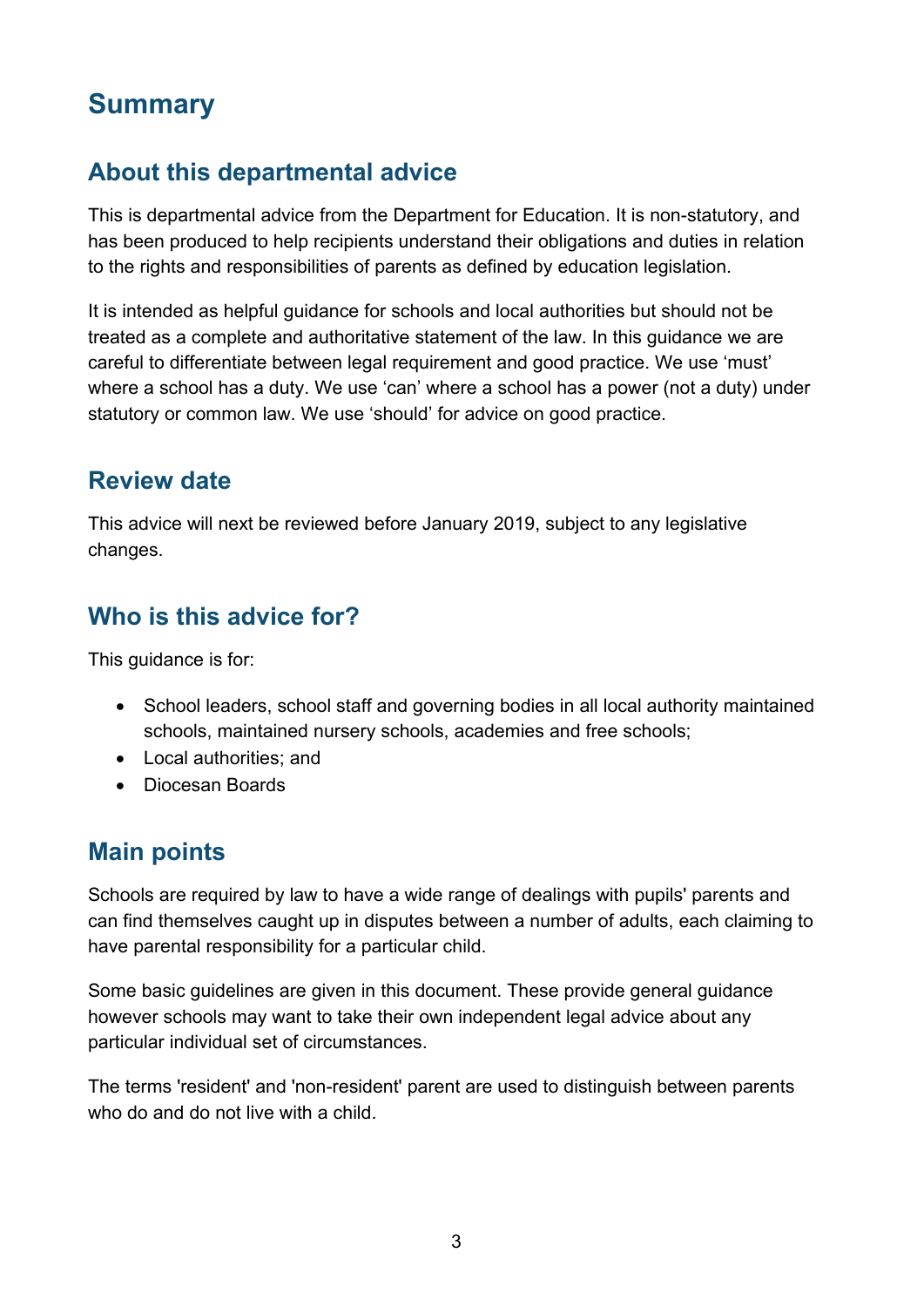# Summary

## About this departmental advice

This is departmental advice from the Department for Education. It is non-statutory, and has been produced to help recipients understand their obligations and duties in relation to the rights and responsibilities of parents as defined by education legislation.

It is intended as helpful guidance for schools and local authorities but should not be treated as a complete and authoritative statement of the law. In this guidance we are careful to differentiate between legal requirement and good practice. We use 'must' where a school has a duty. We use 'can' where a school has a power (not a duty) under statutory or common law. We use 'should' for advice on good practice.

## Review date

This advice will next be reviewed before January 2019, subject to any legislative changes.

## Who is this advice for?

This guidance is for:

- School leaders, school staff and governing bodies in all local authority maintained schools, maintained nursery schools, academies and free schools;
- Local authorities; and
- Diocesan Boards

## Main points

Schools are required by law to have a wide range of dealings with pupils' parents and can find themselves caught up in disputes between a number of adults, each claiming to have parental responsibility for a particular child.

Some basic guidelines are given in this document. These provide general guidance however schools may want to take their own independent legal advice about any particular individual set of circumstances.

The terms 'resident' and 'non-resident' parent are used to distinguish between parents who do and do not live with a child.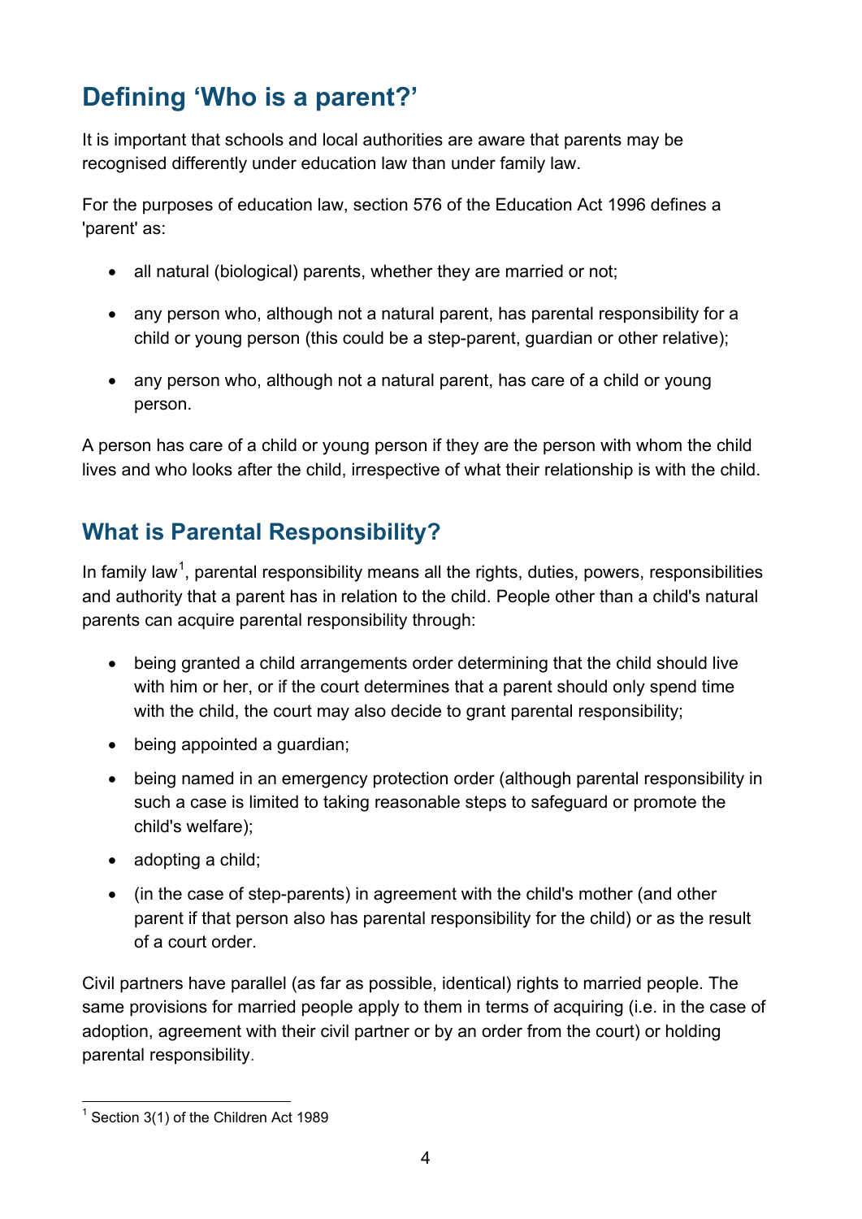## Defining 'Who is a parent?'

It is important that schools and local authorities are aware that parents may be recognised differently under education law than under family law.

For the purposes of education law, section 576 of the Education Act 1996 defines a 'parent' as:

- all natural (biological) parents, whether they are married or not;
- any person who, although not a natural parent, has parental responsibility for a child or young person (this could be a step-parent, guardian or other relative);
- any person who, although not a natural parent, has care of a child or young person.

A person has care of a child or young person if they are the person with whom the child lives and who looks after the child, irrespective of what their relationship is with the child.

## What is Parental Responsibility?

In family law[1], parental responsibility means all the rights, duties, powers, responsibilities and authority that a parent has in relation to the child. People other than a child's natural parents can acquire parental responsibility through:

- being granted a child arrangements order determining that the child should live with him or her, or if the court determines that a parent should only spend time with the child, the court may also decide to grant parental responsibility;
- being appointed a guardian;
- being named in an emergency protection order (although parental responsibility in such a case is limited to taking reasonable steps to safeguard or promote the child's welfare);
- adopting a child;
- (in the case of step-parents) in agreement with the child's mother (and other parent if that person also has parental responsibility for the child) or as the result of a court order.

Civil partners have parallel (as far as possible, identical) rights to married people. The same provisions for married people apply to them in terms of acquiring (i.e. in the case of adoption, agreement with their civil partner or by an order from the court) or holding parental responsibility.

[1] Section 3(1) of the Children Act 1989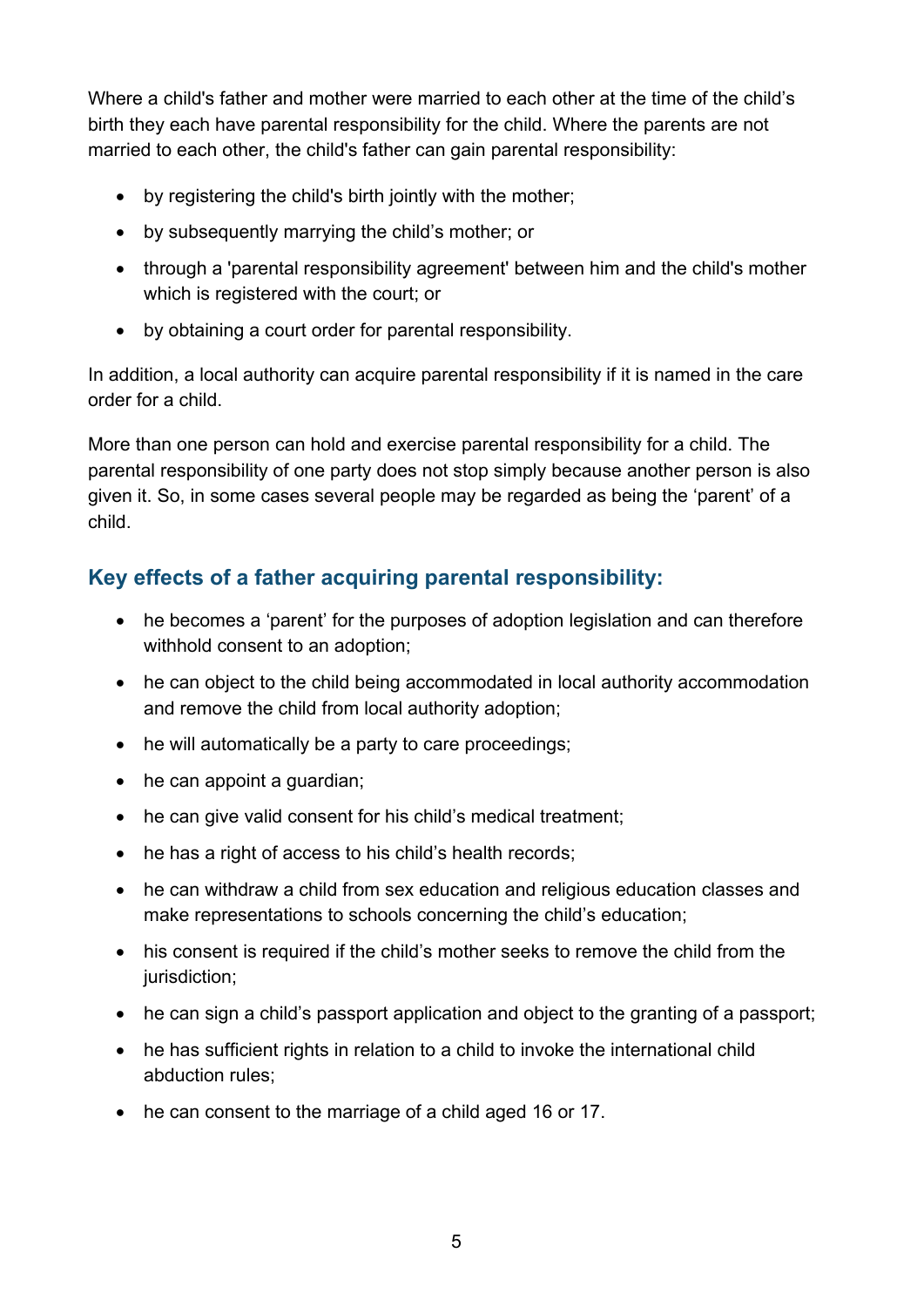Where a child's father and mother were married to each other at the time of the child's birth they each have parental responsibility for the child. Where the parents are not married to each other, the child's father can gain parental responsibility:

- by registering the child's birth jointly with the mother;
- by subsequently marrying the child's mother; or
- through a 'parental responsibility agreement' between him and the child's mother which is registered with the court; or
- by obtaining a court order for parental responsibility.

In addition, a local authority can acquire parental responsibility if it is named in the care order for a child.

More than one person can hold and exercise parental responsibility for a child. The parental responsibility of one party does not stop simply because another person is also given it. So, in some cases several people may be regarded as being the 'parent' of a child.

## Key effects of a father acquiring parental responsibility:

- he becomes a 'parent' for the purposes of adoption legislation and can therefore withhold consent to an adoption;
- he can object to the child being accommodated in local authority accommodation and remove the child from local authority adoption;
- he will automatically be a party to care proceedings;
- he can appoint a guardian;
- he can give valid consent for his child's medical treatment;
- he has a right of access to his child's health records;
- he can withdraw a child from sex education and religious education classes and make representations to schools concerning the child's education;
- his consent is required if the child's mother seeks to remove the child from the jurisdiction;
- he can sign a child's passport application and object to the granting of a passport;
- he has sufficient rights in relation to a child to invoke the international child abduction rules;
- he can consent to the marriage of a child aged 16 or 17.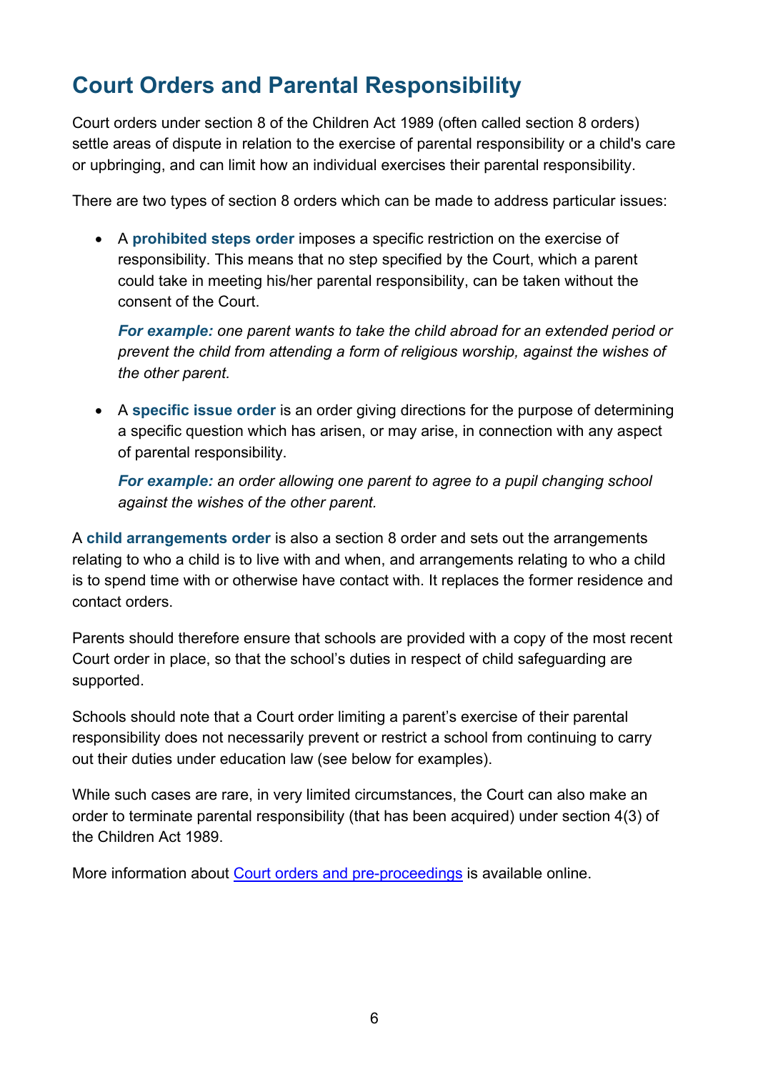## Court Orders and Parental Responsibility

Court orders under section 8 of the Children Act 1989 (often called section 8 orders) settle areas of dispute in relation to the exercise of parental responsibility or a child's care or upbringing, and can limit how an individual exercises their parental responsibility.

There are two types of section 8 orders which can be made to address particular issues:

- A **prohibited steps order** imposes a specific restriction on the exercise of responsibility. This means that no step specified by the Court, which a parent could take in meeting his/her parental responsibility, can be taken without the consent of the Court.

  ***For example:*** *one parent wants to take the child abroad for an extended period or prevent the child from attending a form of religious worship, against the wishes of the other parent.*

- A **specific issue order** is an order giving directions for the purpose of determining a specific question which has arisen, or may arise, in connection with any aspect of parental responsibility.

  ***For example:*** *an order allowing one parent to agree to a pupil changing school against the wishes of the other parent.*

A **child arrangements order** is also a section 8 order and sets out the arrangements relating to who a child is to live with and when, and arrangements relating to who a child is to spend time with or otherwise have contact with. It replaces the former residence and contact orders.

Parents should therefore ensure that schools are provided with a copy of the most recent Court order in place, so that the school's duties in respect of child safeguarding are supported.

Schools should note that a Court order limiting a parent's exercise of their parental responsibility does not necessarily prevent or restrict a school from continuing to carry out their duties under education law (see below for examples).

While such cases are rare, in very limited circumstances, the Court can also make an order to terminate parental responsibility (that has been acquired) under section 4(3) of the Children Act 1989.

More information about Court orders and pre-proceedings is available online.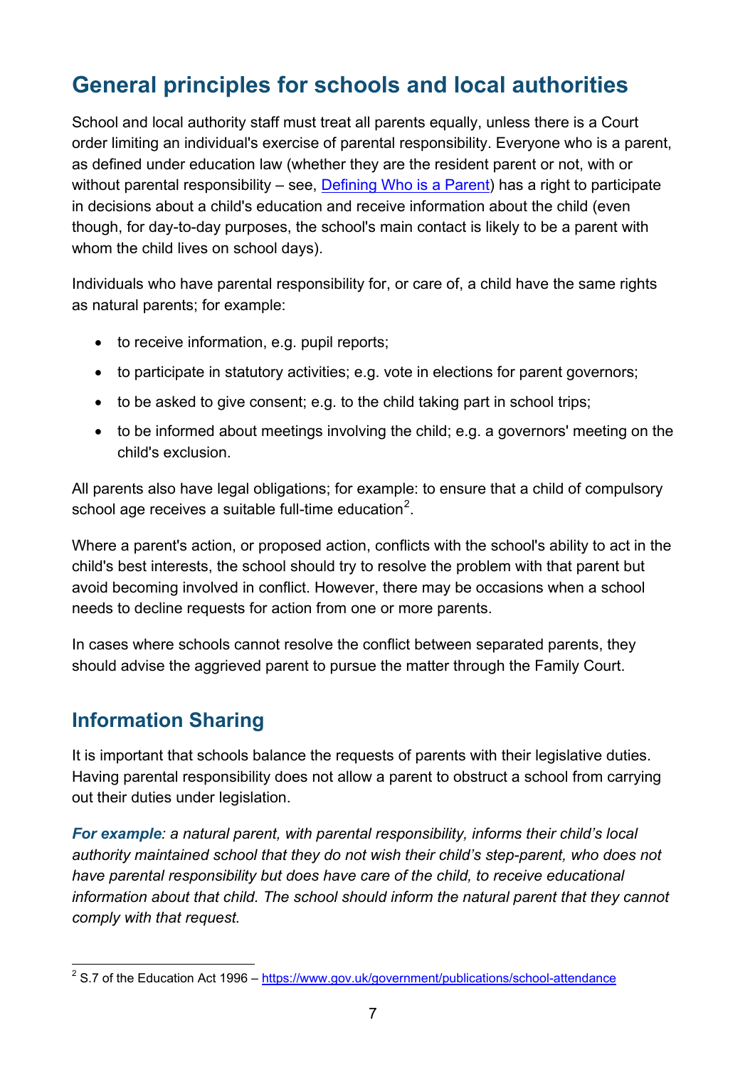## General principles for schools and local authorities

School and local authority staff must treat all parents equally, unless there is a Court order limiting an individual's exercise of parental responsibility. Everyone who is a parent, as defined under education law (whether they are the resident parent or not, with or without parental responsibility – see, [Defining Who is a Parent]) has a right to participate in decisions about a child's education and receive information about the child (even though, for day-to-day purposes, the school's main contact is likely to be a parent with whom the child lives on school days).

Individuals who have parental responsibility for, or care of, a child have the same rights as natural parents; for example:

- to receive information, e.g. pupil reports;
- to participate in statutory activities; e.g. vote in elections for parent governors;
- to be asked to give consent; e.g. to the child taking part in school trips;
- to be informed about meetings involving the child; e.g. a governors' meeting on the child's exclusion.

All parents also have legal obligations; for example: to ensure that a child of compulsory school age receives a suitable full-time education[2].

Where a parent's action, or proposed action, conflicts with the school's ability to act in the child's best interests, the school should try to resolve the problem with that parent but avoid becoming involved in conflict. However, there may be occasions when a school needs to decline requests for action from one or more parents.

In cases where schools cannot resolve the conflict between separated parents, they should advise the aggrieved parent to pursue the matter through the Family Court.

### Information Sharing

It is important that schools balance the requests of parents with their legislative duties. Having parental responsibility does not allow a parent to obstruct a school from carrying out their duties under legislation.

***For example****: a natural parent, with parental responsibility, informs their child's local authority maintained school that they do not wish their child's step-parent, who does not have parental responsibility but does have care of the child, to receive educational information about that child. The school should inform the natural parent that they cannot comply with that request.*

[2] S.7 of the Education Act 1996 – https://www.gov.uk/government/publications/school-attendance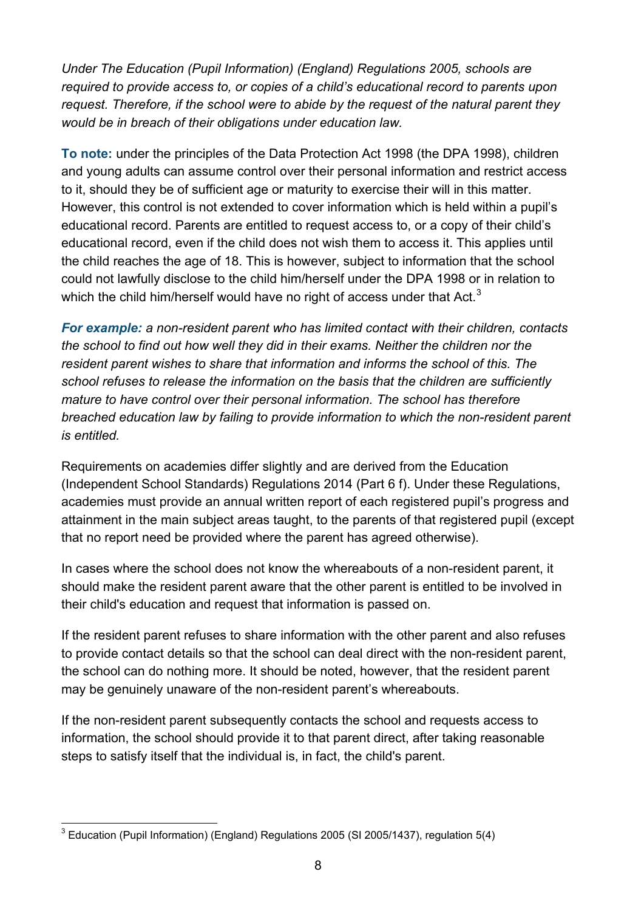*Under The Education (Pupil Information) (England) Regulations 2005, schools are required to provide access to, or copies of a child's educational record to parents upon request. Therefore, if the school were to abide by the request of the natural parent they would be in breach of their obligations under education law.*

**To note:** under the principles of the Data Protection Act 1998 (the DPA 1998), children and young adults can assume control over their personal information and restrict access to it, should they be of sufficient age or maturity to exercise their will in this matter. However, this control is not extended to cover information which is held within a pupil's educational record. Parents are entitled to request access to, or a copy of their child's educational record, even if the child does not wish them to access it. This applies until the child reaches the age of 18. This is however, subject to information that the school could not lawfully disclose to the child him/herself under the DPA 1998 or in relation to which the child him/herself would have no right of access under that Act.[3]

***For example:*** *a non-resident parent who has limited contact with their children, contacts the school to find out how well they did in their exams. Neither the children nor the resident parent wishes to share that information and informs the school of this. The school refuses to release the information on the basis that the children are sufficiently mature to have control over their personal information. The school has therefore breached education law by failing to provide information to which the non-resident parent is entitled.*

Requirements on academies differ slightly and are derived from the Education (Independent School Standards) Regulations 2014 (Part 6 f). Under these Regulations, academies must provide an annual written report of each registered pupil's progress and attainment in the main subject areas taught, to the parents of that registered pupil (except that no report need be provided where the parent has agreed otherwise).

In cases where the school does not know the whereabouts of a non-resident parent, it should make the resident parent aware that the other parent is entitled to be involved in their child's education and request that information is passed on.

If the resident parent refuses to share information with the other parent and also refuses to provide contact details so that the school can deal direct with the non-resident parent, the school can do nothing more. It should be noted, however, that the resident parent may be genuinely unaware of the non-resident parent's whereabouts.

If the non-resident parent subsequently contacts the school and requests access to information, the school should provide it to that parent direct, after taking reasonable steps to satisfy itself that the individual is, in fact, the child's parent.

---

[3] Education (Pupil Information) (England) Regulations 2005 (SI 2005/1437), regulation 5(4)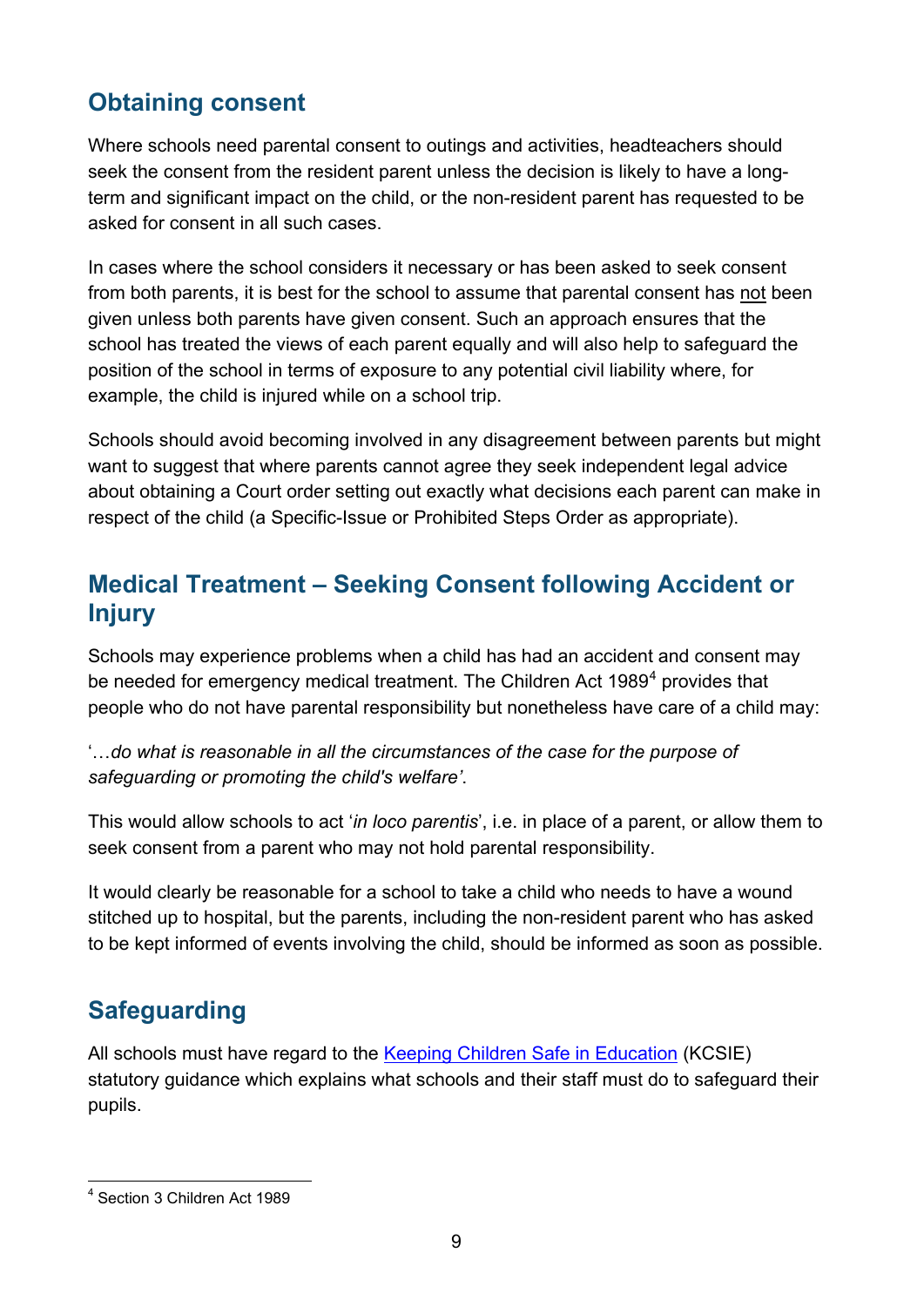## Obtaining consent

Where schools need parental consent to outings and activities, headteachers should seek the consent from the resident parent unless the decision is likely to have a long-term and significant impact on the child, or the non-resident parent has requested to be asked for consent in all such cases.

In cases where the school considers it necessary or has been asked to seek consent from both parents, it is best for the school to assume that parental consent has not been given unless both parents have given consent. Such an approach ensures that the school has treated the views of each parent equally and will also help to safeguard the position of the school in terms of exposure to any potential civil liability where, for example, the child is injured while on a school trip.

Schools should avoid becoming involved in any disagreement between parents but might want to suggest that where parents cannot agree they seek independent legal advice about obtaining a Court order setting out exactly what decisions each parent can make in respect of the child (a Specific-Issue or Prohibited Steps Order as appropriate).

## Medical Treatment – Seeking Consent following Accident or Injury

Schools may experience problems when a child has had an accident and consent may be needed for emergency medical treatment. The Children Act 1989[4] provides that people who do not have parental responsibility but nonetheless have care of a child may:

'…*do what is reasonable in all the circumstances of the case for the purpose of safeguarding or promoting the child's welfare'*.

This would allow schools to act '*in loco parentis*', i.e. in place of a parent, or allow them to seek consent from a parent who may not hold parental responsibility.

It would clearly be reasonable for a school to take a child who needs to have a wound stitched up to hospital, but the parents, including the non-resident parent who has asked to be kept informed of events involving the child, should be informed as soon as possible.

## Safeguarding

All schools must have regard to the [Keeping Children Safe in Education](Keeping Children Safe in Education) (KCSIE) statutory guidance which explains what schools and their staff must do to safeguard their pupils.

[4] Section 3 Children Act 1989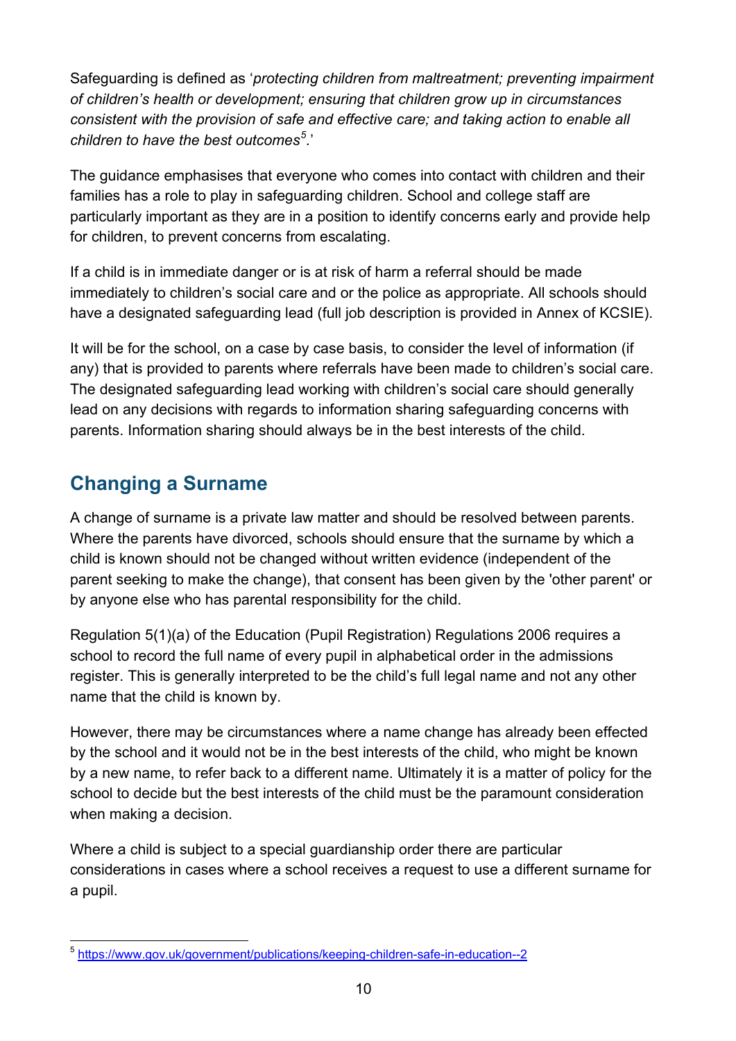Safeguarding is defined as '*protecting children from maltreatment; preventing impairment of children's health or development; ensuring that children grow up in circumstances consistent with the provision of safe and effective care; and taking action to enable all children to have the best outcomes*[5].'

The guidance emphasises that everyone who comes into contact with children and their families has a role to play in safeguarding children. School and college staff are particularly important as they are in a position to identify concerns early and provide help for children, to prevent concerns from escalating.

If a child is in immediate danger or is at risk of harm a referral should be made immediately to children's social care and or the police as appropriate. All schools should have a designated safeguarding lead (full job description is provided in Annex of KCSIE).

It will be for the school, on a case by case basis, to consider the level of information (if any) that is provided to parents where referrals have been made to children's social care. The designated safeguarding lead working with children's social care should generally lead on any decisions with regards to information sharing safeguarding concerns with parents. Information sharing should always be in the best interests of the child.

## Changing a Surname

A change of surname is a private law matter and should be resolved between parents. Where the parents have divorced, schools should ensure that the surname by which a child is known should not be changed without written evidence (independent of the parent seeking to make the change), that consent has been given by the 'other parent' or by anyone else who has parental responsibility for the child.

Regulation 5(1)(a) of the Education (Pupil Registration) Regulations 2006 requires a school to record the full name of every pupil in alphabetical order in the admissions register. This is generally interpreted to be the child's full legal name and not any other name that the child is known by.

However, there may be circumstances where a name change has already been effected by the school and it would not be in the best interests of the child, who might be known by a new name, to refer back to a different name. Ultimately it is a matter of policy for the school to decide but the best interests of the child must be the paramount consideration when making a decision.

Where a child is subject to a special guardianship order there are particular considerations in cases where a school receives a request to use a different surname for a pupil.

---

[5] https://www.gov.uk/government/publications/keeping-children-safe-in-education--2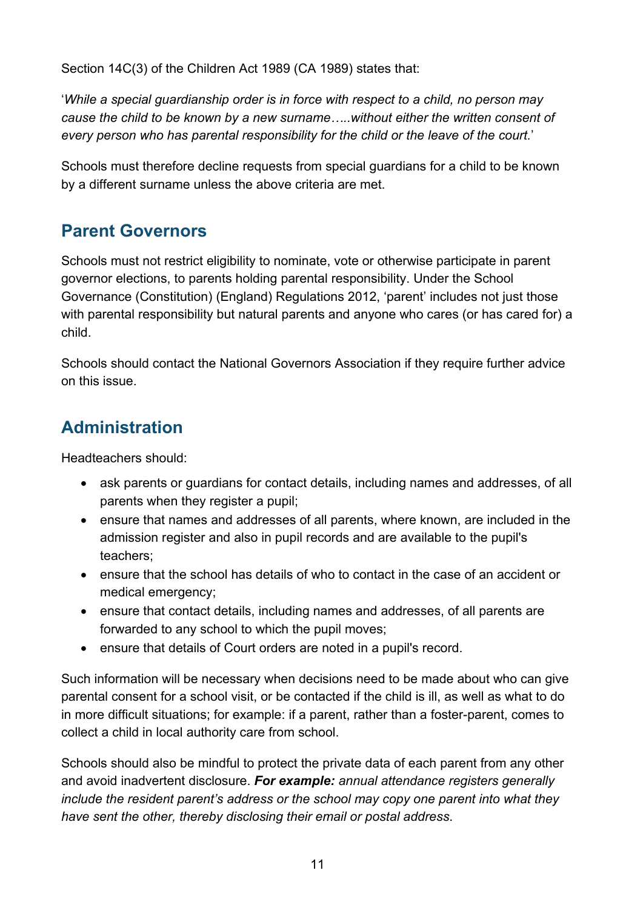Section 14C(3) of the Children Act 1989 (CA 1989) states that:

'*While a special guardianship order is in force with respect to a child, no person may cause the child to be known by a new surname…..without either the written consent of every person who has parental responsibility for the child or the leave of the court.*'

Schools must therefore decline requests from special guardians for a child to be known by a different surname unless the above criteria are met.

## Parent Governors

Schools must not restrict eligibility to nominate, vote or otherwise participate in parent governor elections, to parents holding parental responsibility. Under the School Governance (Constitution) (England) Regulations 2012, 'parent' includes not just those with parental responsibility but natural parents and anyone who cares (or has cared for) a child.

Schools should contact the National Governors Association if they require further advice on this issue.

## Administration

Headteachers should:

- ask parents or guardians for contact details, including names and addresses, of all parents when they register a pupil;
- ensure that names and addresses of all parents, where known, are included in the admission register and also in pupil records and are available to the pupil's teachers;
- ensure that the school has details of who to contact in the case of an accident or medical emergency;
- ensure that contact details, including names and addresses, of all parents are forwarded to any school to which the pupil moves;
- ensure that details of Court orders are noted in a pupil's record.

Such information will be necessary when decisions need to be made about who can give parental consent for a school visit, or be contacted if the child is ill, as well as what to do in more difficult situations; for example: if a parent, rather than a foster-parent, comes to collect a child in local authority care from school.

Schools should also be mindful to protect the private data of each parent from any other and avoid inadvertent disclosure. ***For example:*** *annual attendance registers generally include the resident parent's address or the school may copy one parent into what they have sent the other, thereby disclosing their email or postal address.*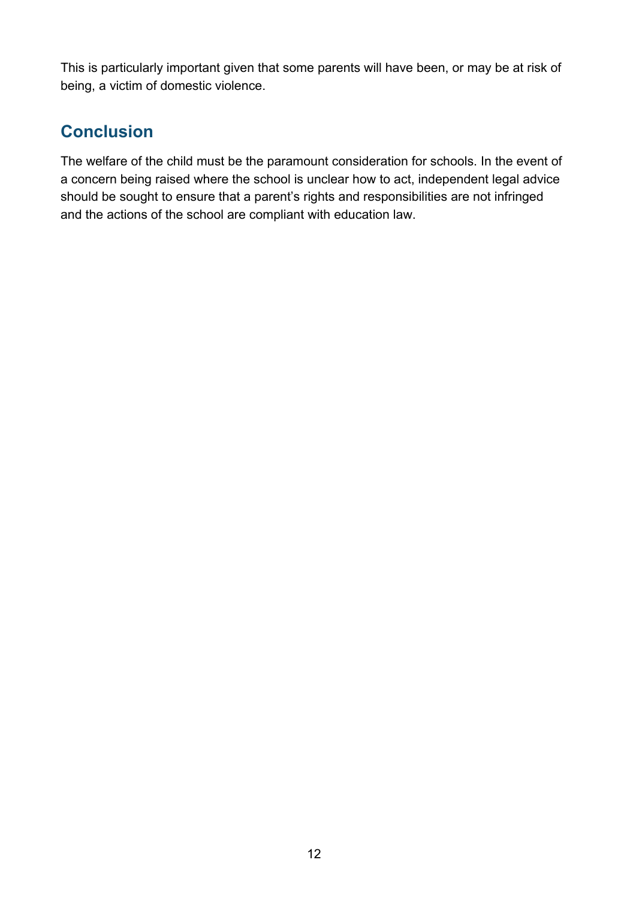This is particularly important given that some parents will have been, or may be at risk of being, a victim of domestic violence.

## Conclusion

The welfare of the child must be the paramount consideration for schools. In the event of a concern being raised where the school is unclear how to act, independent legal advice should be sought to ensure that a parent's rights and responsibilities are not infringed and the actions of the school are compliant with education law.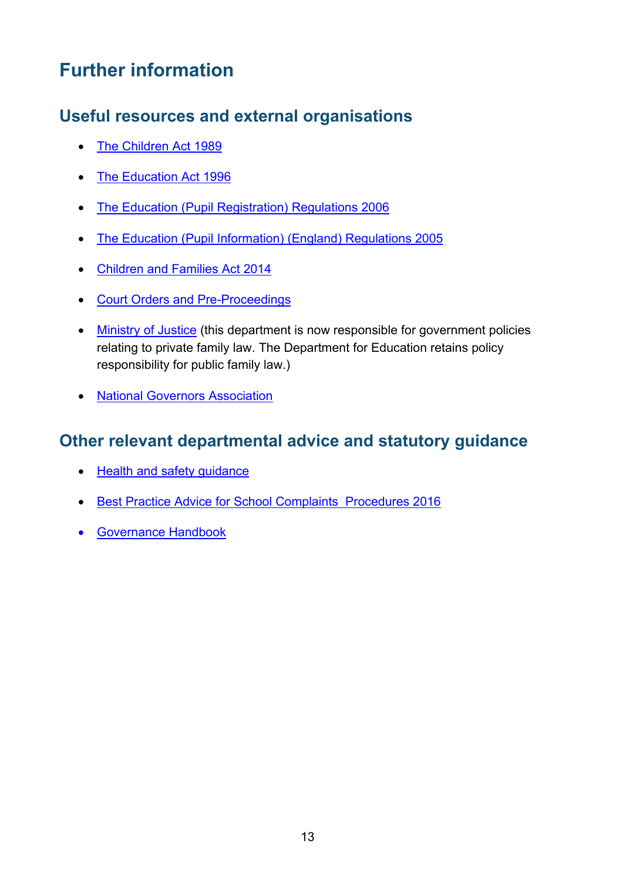# Further information

## Useful resources and external organisations

- The Children Act 1989
- The Education Act 1996
- The Education (Pupil Registration) Regulations 2006
- The Education (Pupil Information) (England) Regulations 2005
- Children and Families Act 2014
- Court Orders and Pre-Proceedings
- Ministry of Justice (this department is now responsible for government policies relating to private family law. The Department for Education retains policy responsibility for public family law.)
- National Governors Association

## Other relevant departmental advice and statutory guidance

- Health and safety guidance
- Best Practice Advice for School Complaints Procedures 2016
- Governance Handbook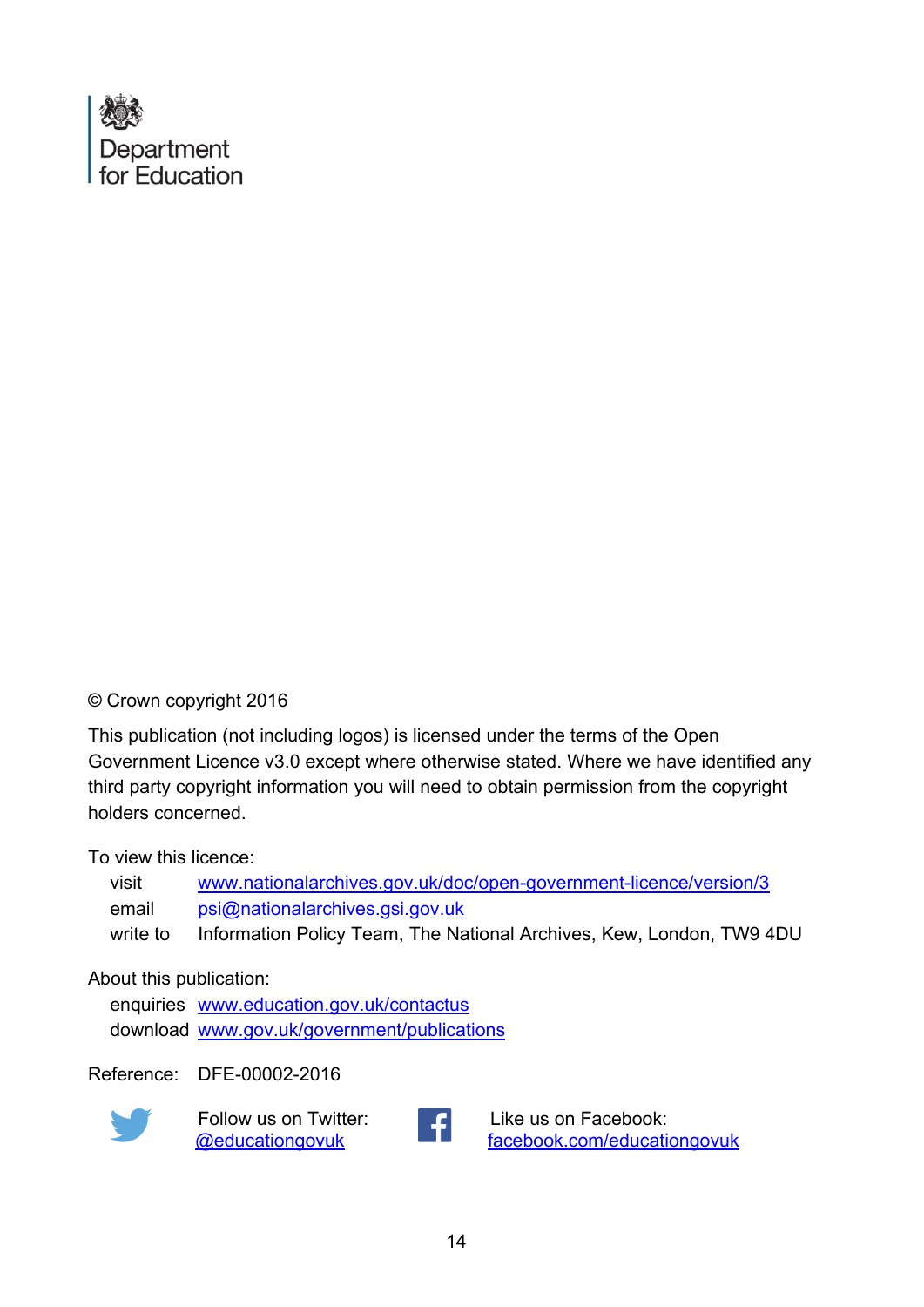Department for Education

© Crown copyright 2016

This publication (not including logos) is licensed under the terms of the Open Government Licence v3.0 except where otherwise stated. Where we have identified any third party copyright information you will need to obtain permission from the copyright holders concerned.

To view this licence:

visit www.nationalarchives.gov.uk/doc/open-government-licence/version/3
email psi@nationalarchives.gsi.gov.uk
write to Information Policy Team, The National Archives, Kew, London, TW9 4DU

About this publication:

enquiries www.education.gov.uk/contactus
download www.gov.uk/government/publications

Reference: DFE-00002-2016

Follow us on Twitter: @educationgovuk

Like us on Facebook: facebook.com/educationgovuk